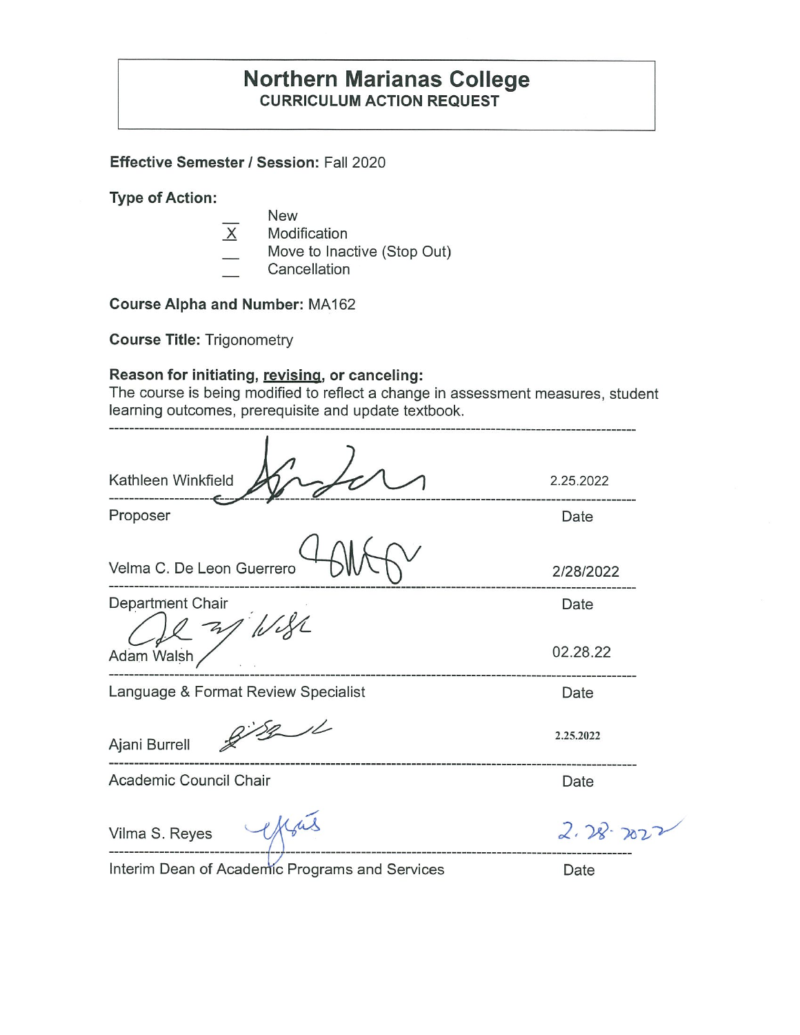# Northern Marianas College

## CURRICULUM ACTION REQUEST

**Effective Semester / Session:** Fall 2020

**Type of Action:**

- __ New
- X Modification
- __ Move to Inactive (Stop Out)
- __ Cancellation

**Course Alpha and Number:** MA162

**Course Title:** Trigonometry

**Reason for initiating, revising, or canceling:**
The course is being modified to reflect a change in assessment measures, student learning outcomes, prerequisite and update textbook.

---

Kathleen Winkfield — 2.25.2022

Proposer — Date

Velma C. De Leon Guerrero — 2/28/2022

Department Chair — Date

Adam Walsh — 02.28.22

Language & Format Review Specialist — Date

Ajani Burrell — 2.25.2022

Academic Council Chair — Date

Vilma S. Reyes — 2.28.2022

Interim Dean of Academic Programs and Services — Date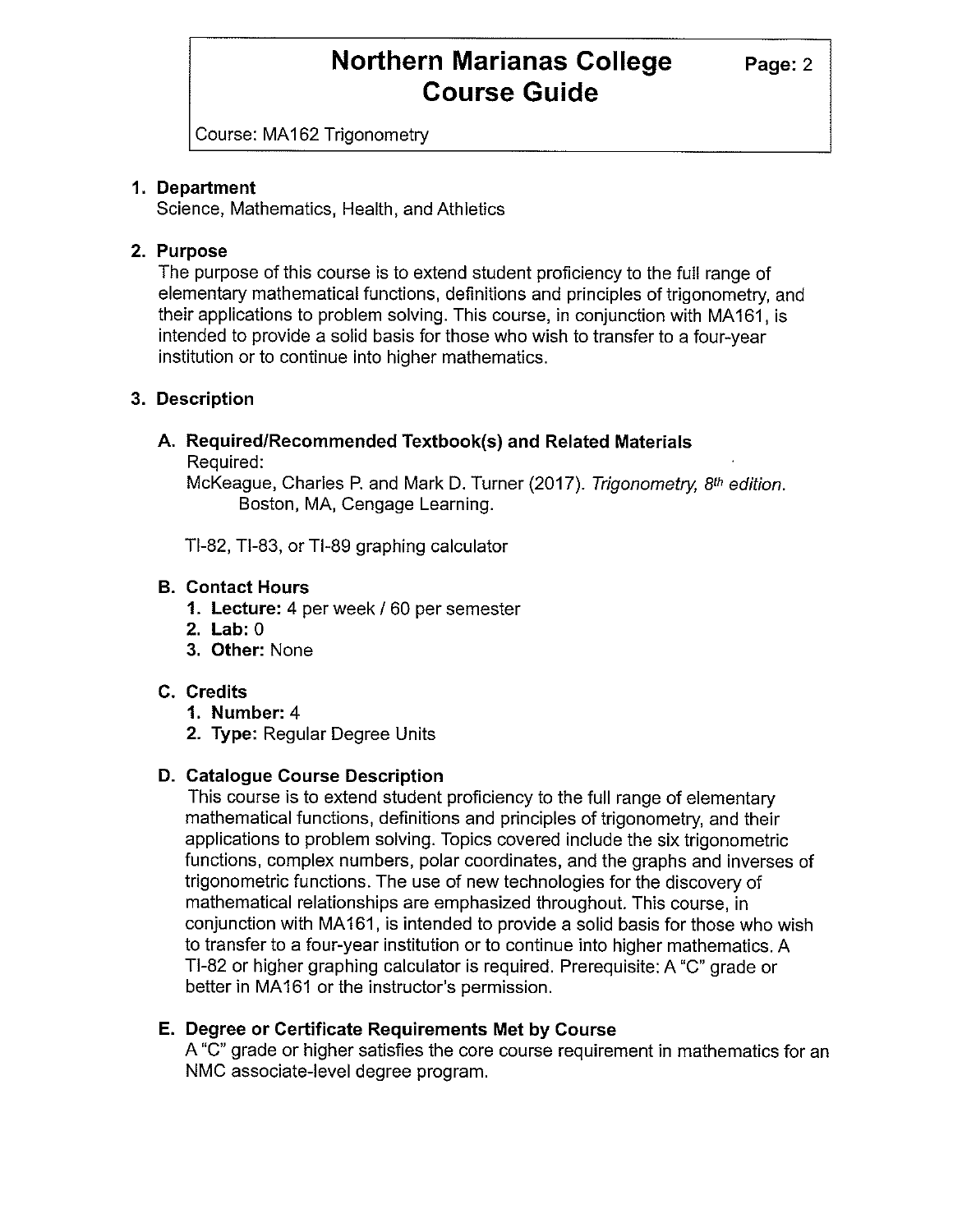# Northern Marianas College Course Guide

Course: MA162 Trigonometry

## 1. Department

Science, Mathematics, Health, and Athletics

## 2. Purpose

The purpose of this course is to extend student proficiency to the full range of elementary mathematical functions, definitions and principles of trigonometry, and their applications to problem solving. This course, in conjunction with MA161, is intended to provide a solid basis for those who wish to transfer to a four-year institution or to continue into higher mathematics.

## 3. Description

### A. Required/Recommended Textbook(s) and Related Materials

Required:

McKeague, Charles P. and Mark D. Turner (2017). *Trigonometry, 8th edition.* Boston, MA, Cengage Learning.

TI-82, TI-83, or TI-89 graphing calculator

### B. Contact Hours

1. **Lecture:** 4 per week / 60 per semester
2. **Lab:** 0
3. **Other:** None

### C. Credits

1. **Number:** 4
2. **Type:** Regular Degree Units

### D. Catalogue Course Description

This course is to extend student proficiency to the full range of elementary mathematical functions, definitions and principles of trigonometry, and their applications to problem solving. Topics covered include the six trigonometric functions, complex numbers, polar coordinates, and the graphs and inverses of trigonometric functions. The use of new technologies for the discovery of mathematical relationships are emphasized throughout. This course, in conjunction with MA161, is intended to provide a solid basis for those who wish to transfer to a four-year institution or to continue into higher mathematics. A TI-82 or higher graphing calculator is required. Prerequisite: A "C" grade or better in MA161 or the instructor's permission.

### E. Degree or Certificate Requirements Met by Course

A "C" grade or higher satisfies the core course requirement in mathematics for an NMC associate-level degree program.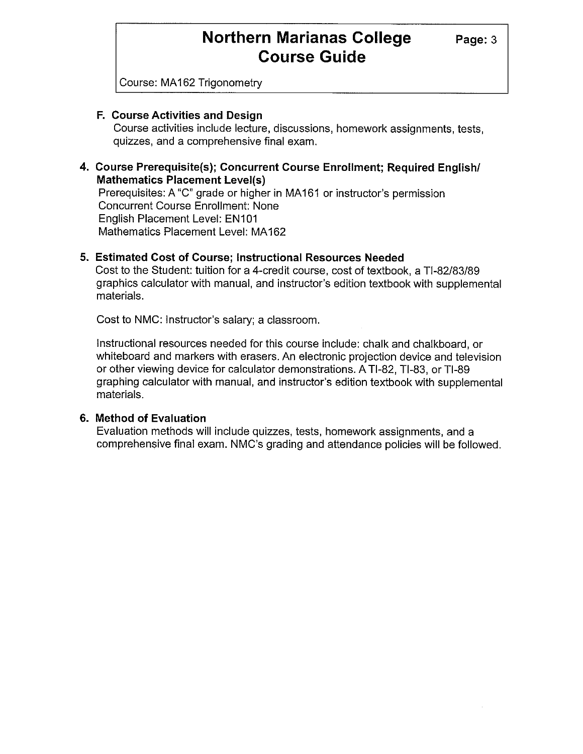**F. Course Activities and Design**

Course activities include lecture, discussions, homework assignments, tests, quizzes, and a comprehensive final exam.

**4. Course Prerequisite(s); Concurrent Course Enrollment; Required English/ Mathematics Placement Level(s)**

Prerequisites: A "C" grade or higher in MA161 or instructor's permission
Concurrent Course Enrollment: None
English Placement Level: EN101
Mathematics Placement Level: MA162

**5. Estimated Cost of Course; Instructional Resources Needed**

Cost to the Student: tuition for a 4-credit course, cost of textbook, a TI-82/83/89 graphics calculator with manual, and instructor's edition textbook with supplemental materials.

Cost to NMC: Instructor's salary; a classroom.

Instructional resources needed for this course include: chalk and chalkboard, or whiteboard and markers with erasers. An electronic projection device and television or other viewing device for calculator demonstrations. A TI-82, TI-83, or TI-89 graphing calculator with manual, and instructor's edition textbook with supplemental materials.

**6. Method of Evaluation**

Evaluation methods will include quizzes, tests, homework assignments, and a comprehensive final exam. NMC's grading and attendance policies will be followed.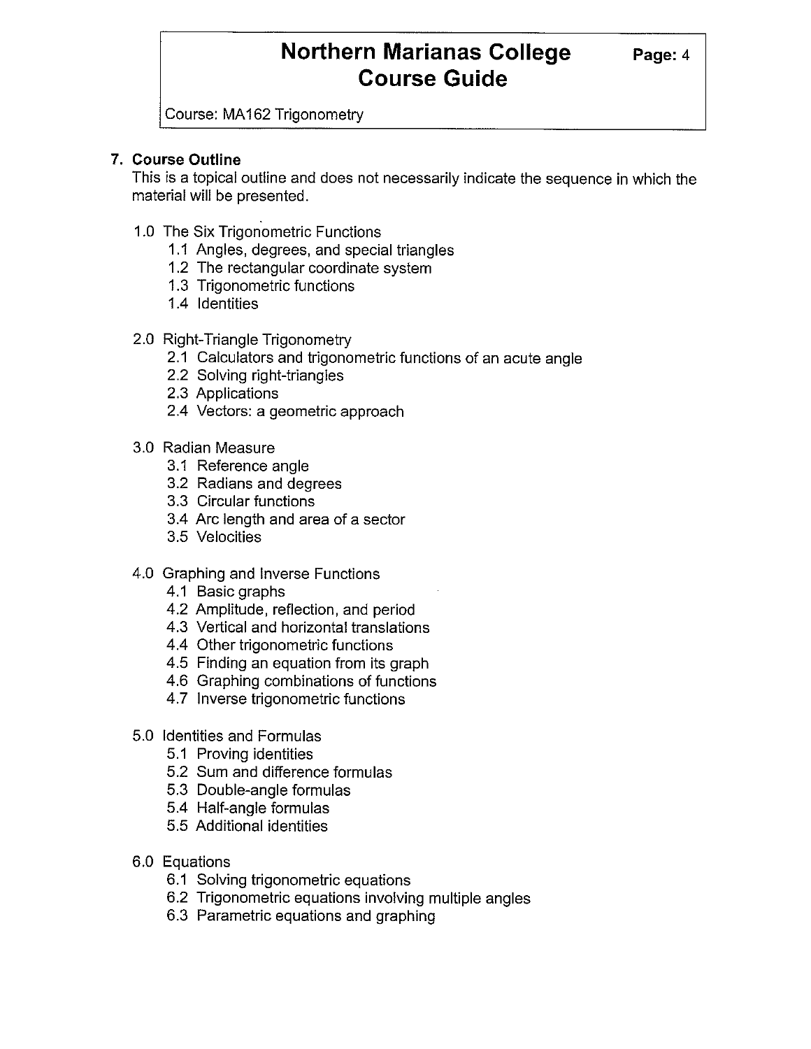## 7. Course Outline

This is a topical outline and does not necessarily indicate the sequence in which the material will be presented.

- 1.0 The Six Trigonometric Functions
  - 1.1 Angles, degrees, and special triangles
  - 1.2 The rectangular coordinate system
  - 1.3 Trigonometric functions
  - 1.4 Identities
- 2.0 Right-Triangle Trigonometry
  - 2.1 Calculators and trigonometric functions of an acute angle
  - 2.2 Solving right-triangles
  - 2.3 Applications
  - 2.4 Vectors: a geometric approach
- 3.0 Radian Measure
  - 3.1 Reference angle
  - 3.2 Radians and degrees
  - 3.3 Circular functions
  - 3.4 Arc length and area of a sector
  - 3.5 Velocities
- 4.0 Graphing and Inverse Functions
  - 4.1 Basic graphs
  - 4.2 Amplitude, reflection, and period
  - 4.3 Vertical and horizontal translations
  - 4.4 Other trigonometric functions
  - 4.5 Finding an equation from its graph
  - 4.6 Graphing combinations of functions
  - 4.7 Inverse trigonometric functions
- 5.0 Identities and Formulas
  - 5.1 Proving identities
  - 5.2 Sum and difference formulas
  - 5.3 Double-angle formulas
  - 5.4 Half-angle formulas
  - 5.5 Additional identities
- 6.0 Equations
  - 6.1 Solving trigonometric equations
  - 6.2 Trigonometric equations involving multiple angles
  - 6.3 Parametric equations and graphing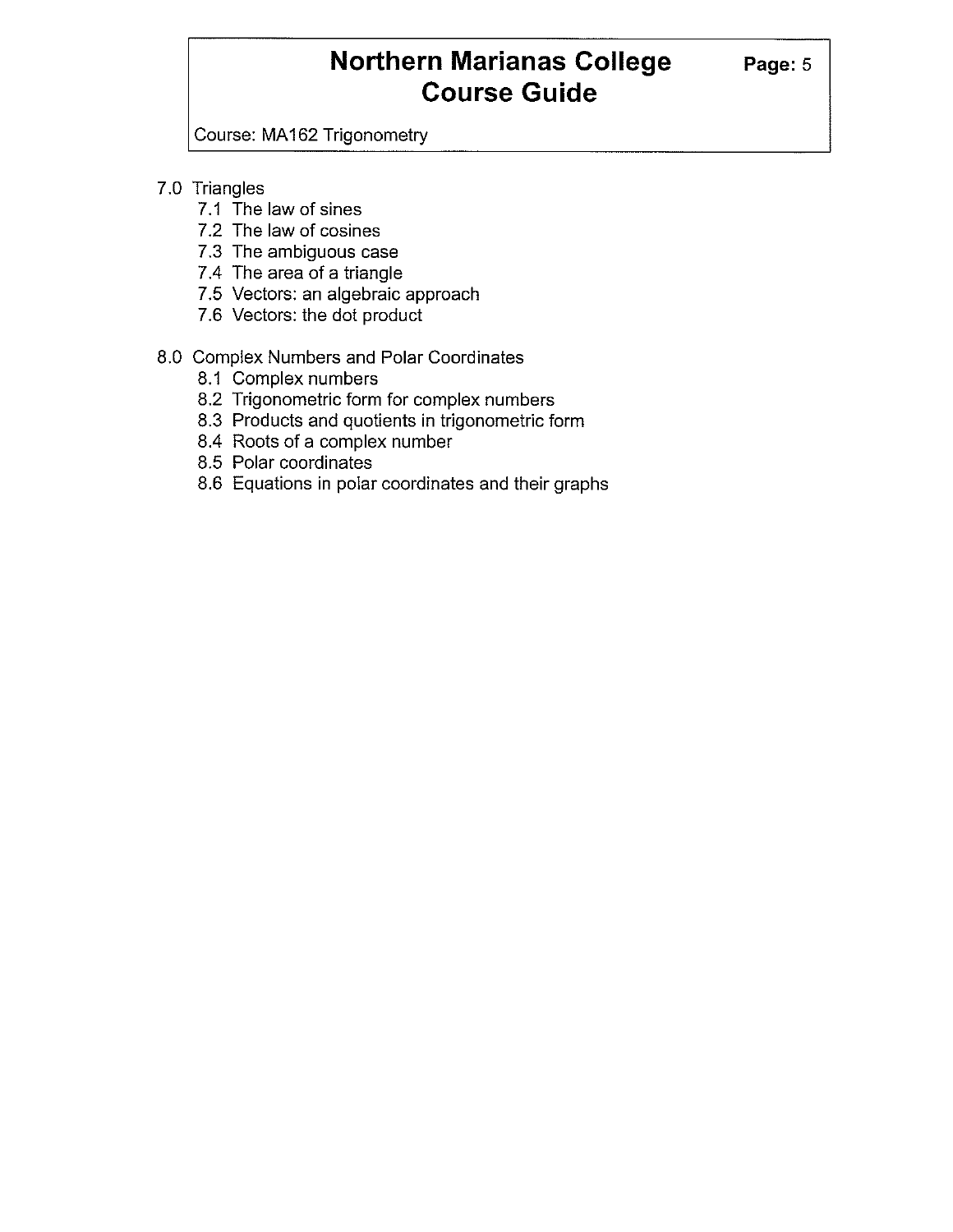7.0 Triangles
  - 7.1 The law of sines
  - 7.2 The law of cosines
  - 7.3 The ambiguous case
  - 7.4 The area of a triangle
  - 7.5 Vectors: an algebraic approach
  - 7.6 Vectors: the dot product

8.0 Complex Numbers and Polar Coordinates
  - 8.1 Complex numbers
  - 8.2 Trigonometric form for complex numbers
  - 8.3 Products and quotients in trigonometric form
  - 8.4 Roots of a complex number
  - 8.5 Polar coordinates
  - 8.6 Equations in polar coordinates and their graphs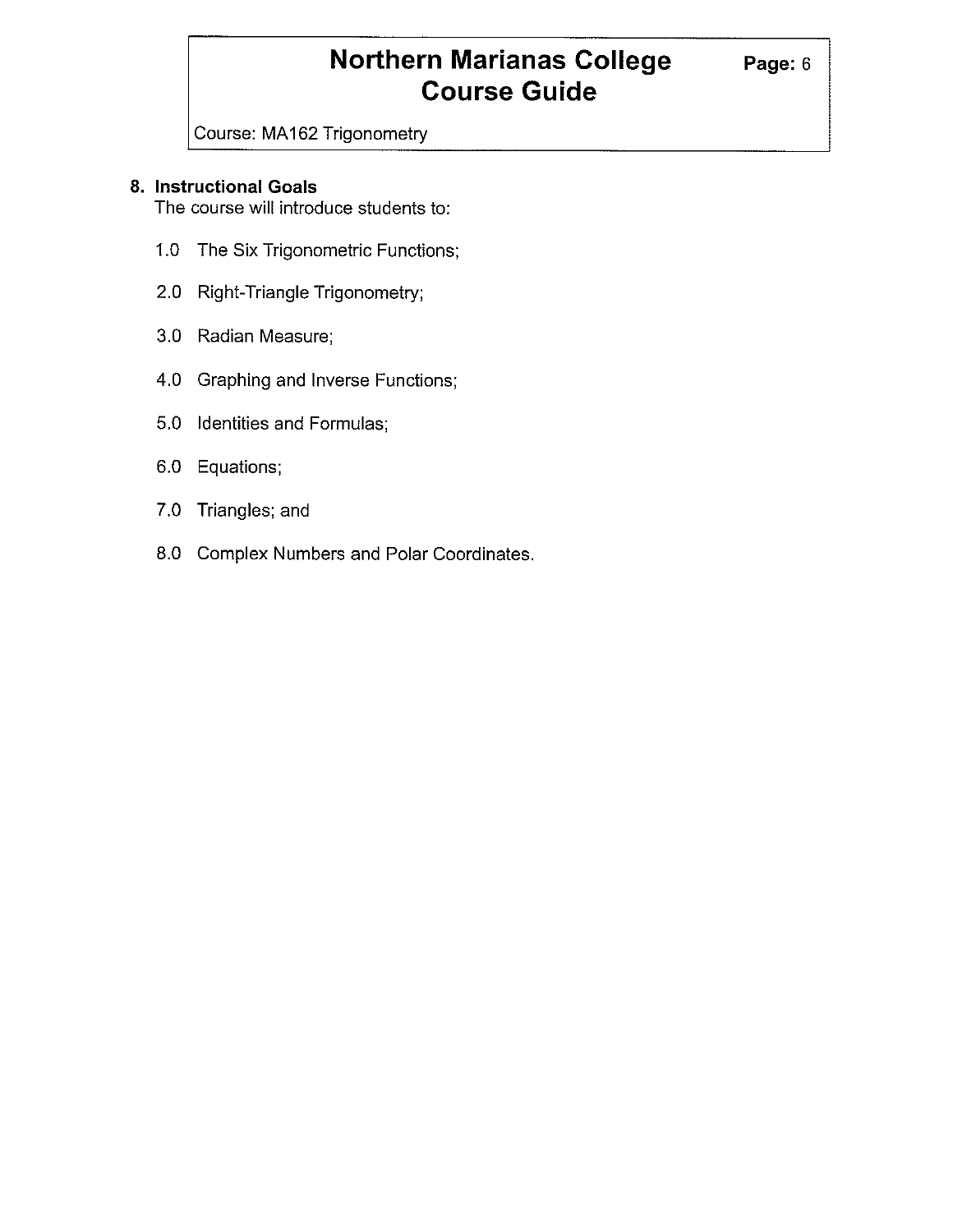## 8. Instructional Goals

The course will introduce students to:

1.0 The Six Trigonometric Functions;

2.0 Right-Triangle Trigonometry;

3.0 Radian Measure;

4.0 Graphing and Inverse Functions;

5.0 Identities and Formulas;

6.0 Equations;

7.0 Triangles; and

8.0 Complex Numbers and Polar Coordinates.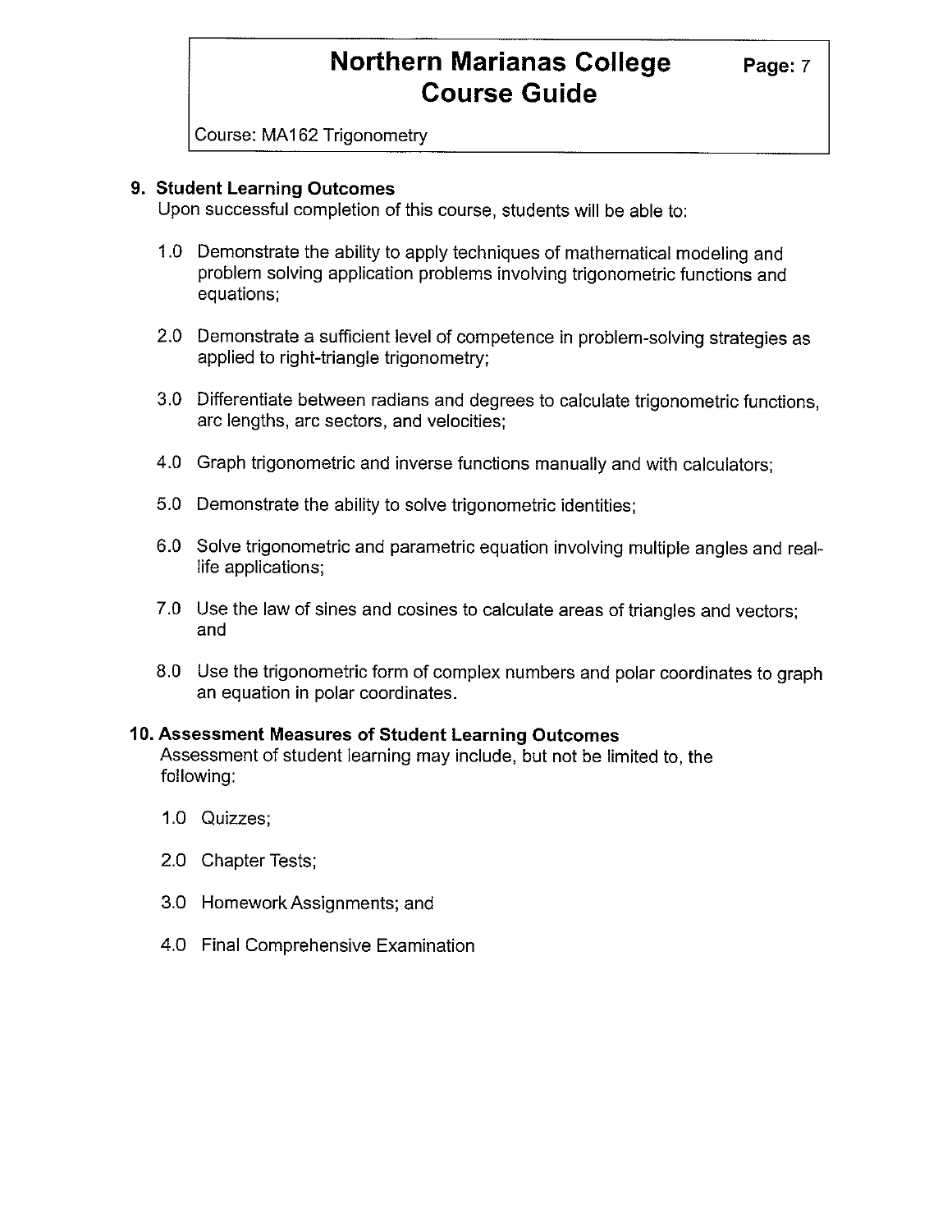## 9. Student Learning Outcomes

Upon successful completion of this course, students will be able to:

1.0 Demonstrate the ability to apply techniques of mathematical modeling and problem solving application problems involving trigonometric functions and equations;

2.0 Demonstrate a sufficient level of competence in problem-solving strategies as applied to right-triangle trigonometry;

3.0 Differentiate between radians and degrees to calculate trigonometric functions, arc lengths, arc sectors, and velocities;

4.0 Graph trigonometric and inverse functions manually and with calculators;

5.0 Demonstrate the ability to solve trigonometric identities;

6.0 Solve trigonometric and parametric equation involving multiple angles and real-life applications;

7.0 Use the law of sines and cosines to calculate areas of triangles and vectors; and

8.0 Use the trigonometric form of complex numbers and polar coordinates to graph an equation in polar coordinates.

## 10. Assessment Measures of Student Learning Outcomes

Assessment of student learning may include, but not be limited to, the following:

1.0 Quizzes;

2.0 Chapter Tests;

3.0 Homework Assignments; and

4.0 Final Comprehensive Examination